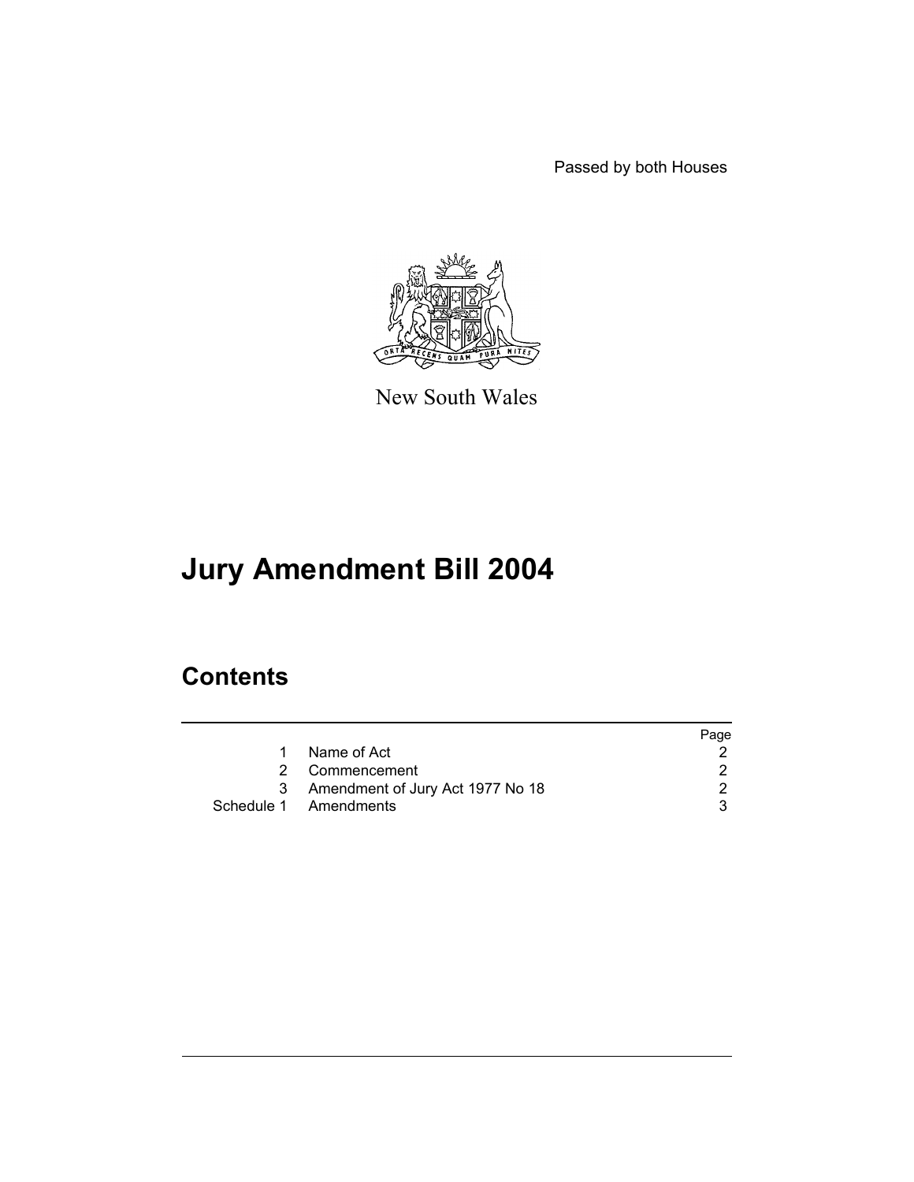Passed by both Houses

New South Wales

# Jury Amendment Bill 2004

## Contents

| | | Page |
|---|---|---|
| 1 | Name of Act | 2 |
| 2 | Commencement | 2 |
| 3 | Amendment of Jury Act 1977 No 18 | 2 |
| Schedule 1 | Amendments | 3 |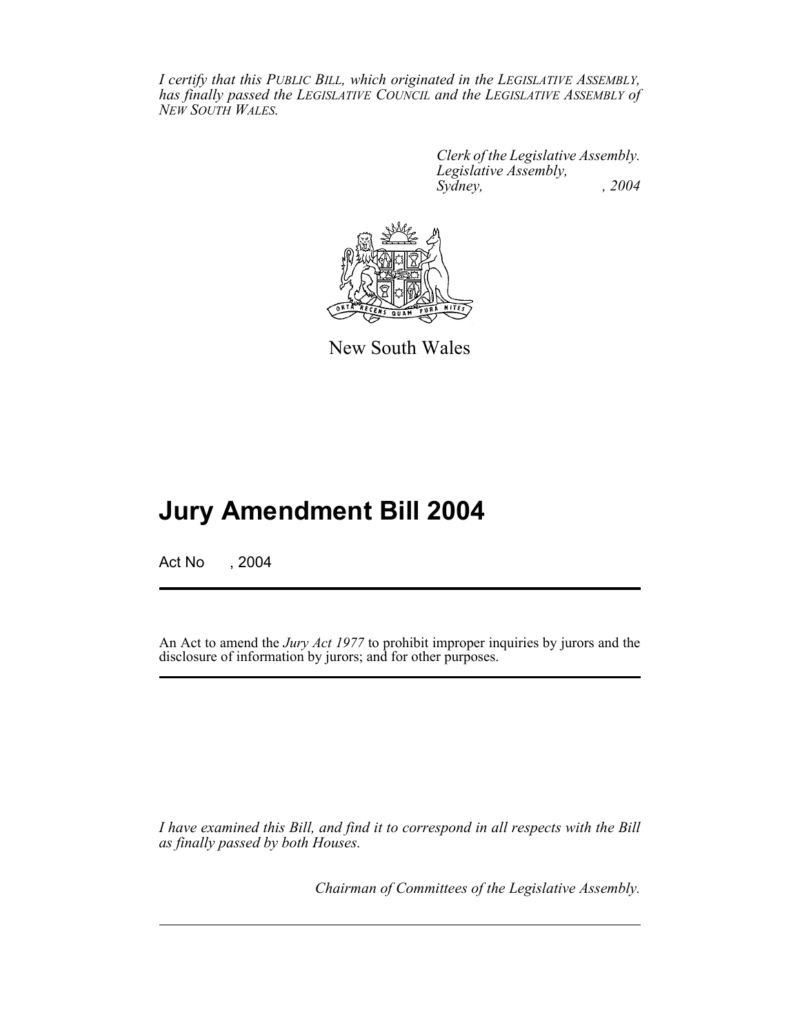*I certify that this PUBLIC BILL, which originated in the LEGISLATIVE ASSEMBLY, has finally passed the LEGISLATIVE COUNCIL and the LEGISLATIVE ASSEMBLY of NEW SOUTH WALES.*

*Clerk of the Legislative Assembly.*
*Legislative Assembly,*
*Sydney, , 2004*

New South Wales

# Jury Amendment Bill 2004

Act No , 2004

An Act to amend the *Jury Act 1977* to prohibit improper inquiries by jurors and the disclosure of information by jurors; and for other purposes.

*I have examined this Bill, and find it to correspond in all respects with the Bill as finally passed by both Houses.*

*Chairman of Committees of the Legislative Assembly.*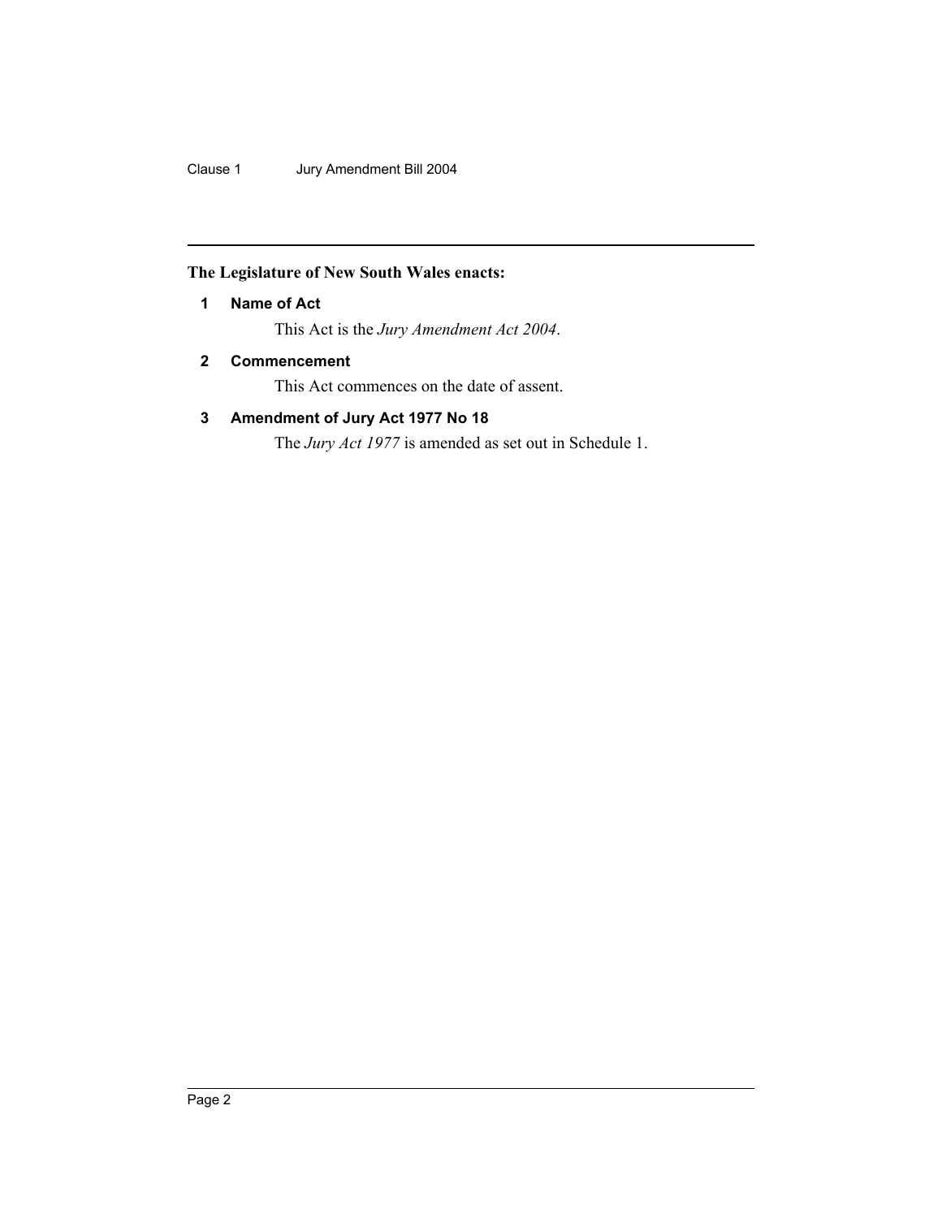**The Legislature of New South Wales enacts:**

## 1 Name of Act

This Act is the *Jury Amendment Act 2004*.

## 2 Commencement

This Act commences on the date of assent.

## 3 Amendment of Jury Act 1977 No 18

The *Jury Act 1977* is amended as set out in Schedule 1.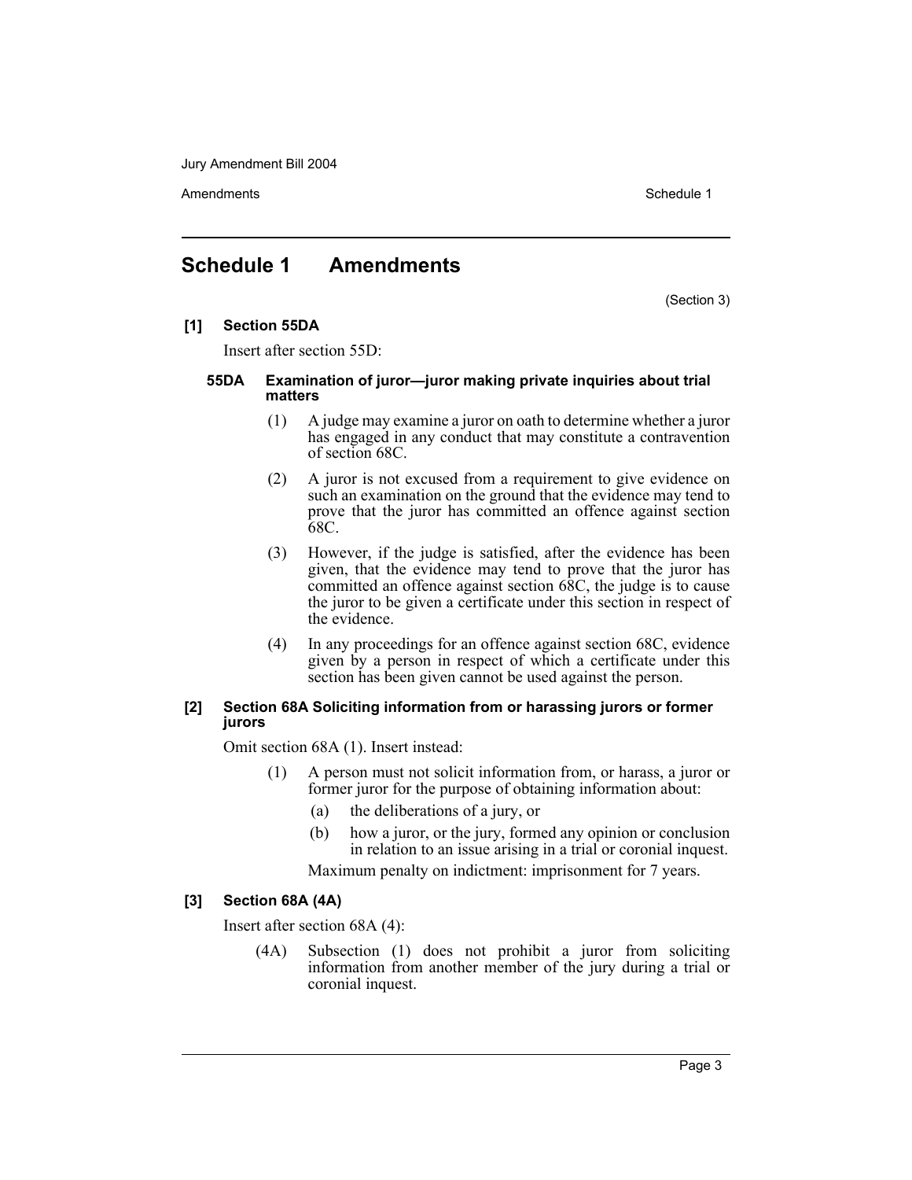# Schedule 1 Amendments

(Section 3)

**[1] Section 55DA**

Insert after section 55D:

**55DA Examination of juror—juror making private inquiries about trial matters**

(1) A judge may examine a juror on oath to determine whether a juror has engaged in any conduct that may constitute a contravention of section 68C.

(2) A juror is not excused from a requirement to give evidence on such an examination on the ground that the evidence may tend to prove that the juror has committed an offence against section 68C.

(3) However, if the judge is satisfied, after the evidence has been given, that the evidence may tend to prove that the juror has committed an offence against section 68C, the judge is to cause the juror to be given a certificate under this section in respect of the evidence.

(4) In any proceedings for an offence against section 68C, evidence given by a person in respect of which a certificate under this section has been given cannot be used against the person.

**[2] Section 68A Soliciting information from or harassing jurors or former jurors**

Omit section 68A (1). Insert instead:

(1) A person must not solicit information from, or harass, a juror or former juror for the purpose of obtaining information about:

(a) the deliberations of a jury, or

(b) how a juror, or the jury, formed any opinion or conclusion in relation to an issue arising in a trial or coronial inquest.

Maximum penalty on indictment: imprisonment for 7 years.

**[3] Section 68A (4A)**

Insert after section 68A (4):

(4A) Subsection (1) does not prohibit a juror from soliciting information from another member of the jury during a trial or coronial inquest.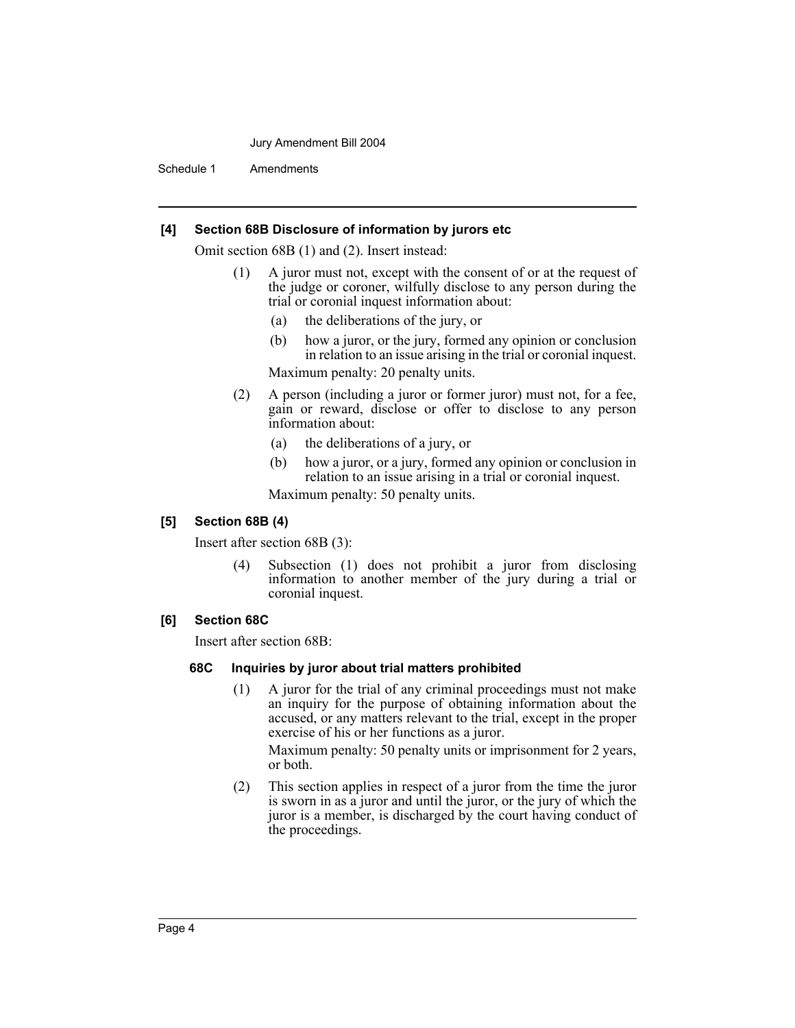#### [4] Section 68B Disclosure of information by jurors etc

Omit section 68B (1) and (2). Insert instead:

(1) A juror must not, except with the consent of or at the request of the judge or coroner, wilfully disclose to any person during the trial or coronial inquest information about:

(a) the deliberations of the jury, or

(b) how a juror, or the jury, formed any opinion or conclusion in relation to an issue arising in the trial or coronial inquest.

Maximum penalty: 20 penalty units.

(2) A person (including a juror or former juror) must not, for a fee, gain or reward, disclose or offer to disclose to any person information about:

(a) the deliberations of a jury, or

(b) how a juror, or a jury, formed any opinion or conclusion in relation to an issue arising in a trial or coronial inquest.

Maximum penalty: 50 penalty units.

#### [5] Section 68B (4)

Insert after section 68B (3):

(4) Subsection (1) does not prohibit a juror from disclosing information to another member of the jury during a trial or coronial inquest.

#### [6] Section 68C

Insert after section 68B:

##### 68C Inquiries by juror about trial matters prohibited

(1) A juror for the trial of any criminal proceedings must not make an inquiry for the purpose of obtaining information about the accused, or any matters relevant to the trial, except in the proper exercise of his or her functions as a juror.

Maximum penalty: 50 penalty units or imprisonment for 2 years, or both.

(2) This section applies in respect of a juror from the time the juror is sworn in as a juror and until the juror, or the jury of which the juror is a member, is discharged by the court having conduct of the proceedings.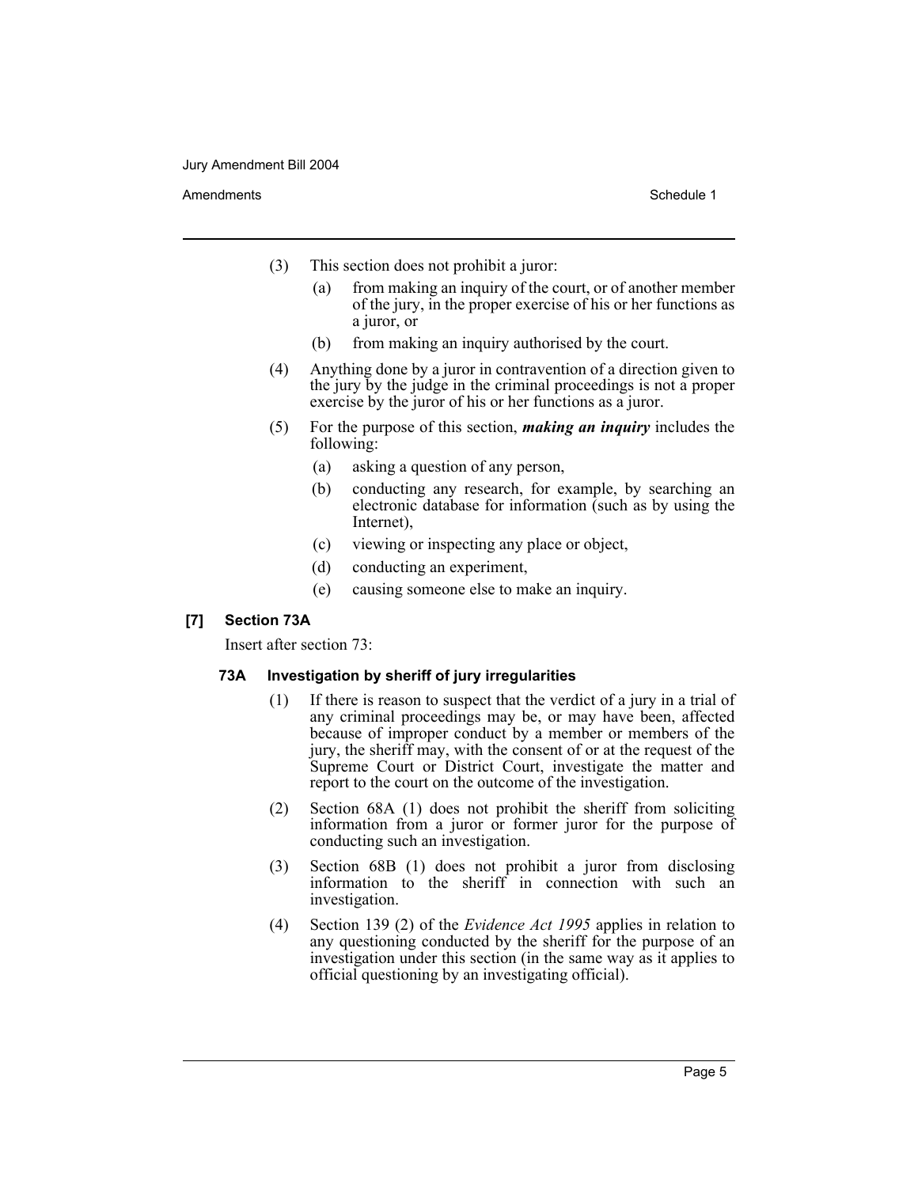(3) This section does not prohibit a juror:

(a) from making an inquiry of the court, or of another member of the jury, in the proper exercise of his or her functions as a juror, or

(b) from making an inquiry authorised by the court.

(4) Anything done by a juror in contravention of a direction given to the jury by the judge in the criminal proceedings is not a proper exercise by the juror of his or her functions as a juror.

(5) For the purpose of this section, ***making an inquiry*** includes the following:

(a) asking a question of any person,

(b) conducting any research, for example, by searching an electronic database for information (such as by using the Internet),

(c) viewing or inspecting any place or object,

(d) conducting an experiment,

(e) causing someone else to make an inquiry.

### [7] Section 73A

Insert after section 73:

#### 73A Investigation by sheriff of jury irregularities

(1) If there is reason to suspect that the verdict of a jury in a trial of any criminal proceedings may be, or may have been, affected because of improper conduct by a member or members of the jury, the sheriff may, with the consent of or at the request of the Supreme Court or District Court, investigate the matter and report to the court on the outcome of the investigation.

(2) Section 68A (1) does not prohibit the sheriff from soliciting information from a juror or former juror for the purpose of conducting such an investigation.

(3) Section 68B (1) does not prohibit a juror from disclosing information to the sheriff in connection with such an investigation.

(4) Section 139 (2) of the *Evidence Act 1995* applies in relation to any questioning conducted by the sheriff for the purpose of an investigation under this section (in the same way as it applies to official questioning by an investigating official).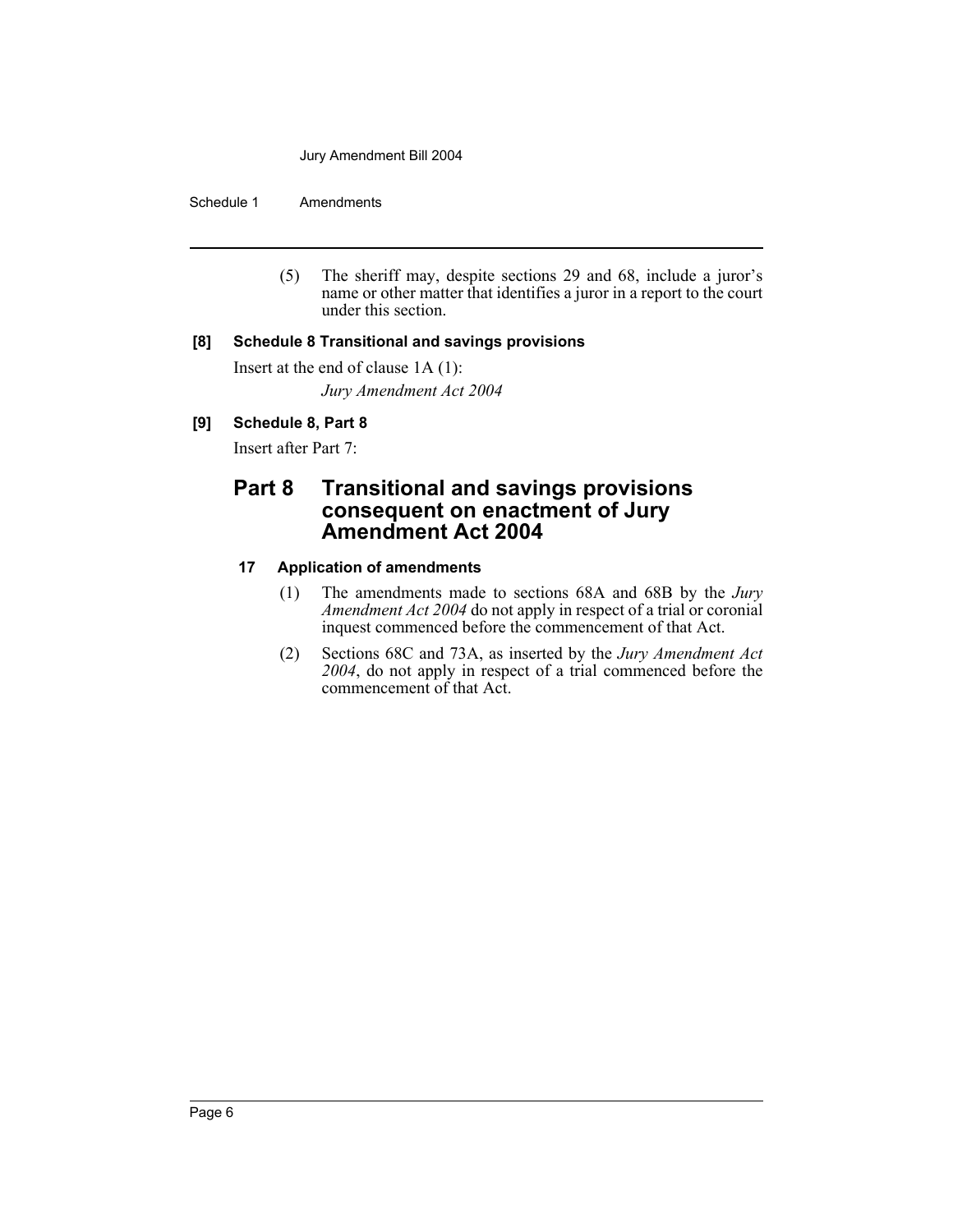(5) The sheriff may, despite sections 29 and 68, include a juror's name or other matter that identifies a juror in a report to the court under this section.

**[8] Schedule 8 Transitional and savings provisions**

Insert at the end of clause 1A (1):

*Jury Amendment Act 2004*

**[9] Schedule 8, Part 8**

Insert after Part 7:

## Part 8 Transitional and savings provisions consequent on enactment of Jury Amendment Act 2004

### 17 Application of amendments

(1) The amendments made to sections 68A and 68B by the *Jury Amendment Act 2004* do not apply in respect of a trial or coronial inquest commenced before the commencement of that Act.

(2) Sections 68C and 73A, as inserted by the *Jury Amendment Act 2004*, do not apply in respect of a trial commenced before the commencement of that Act.